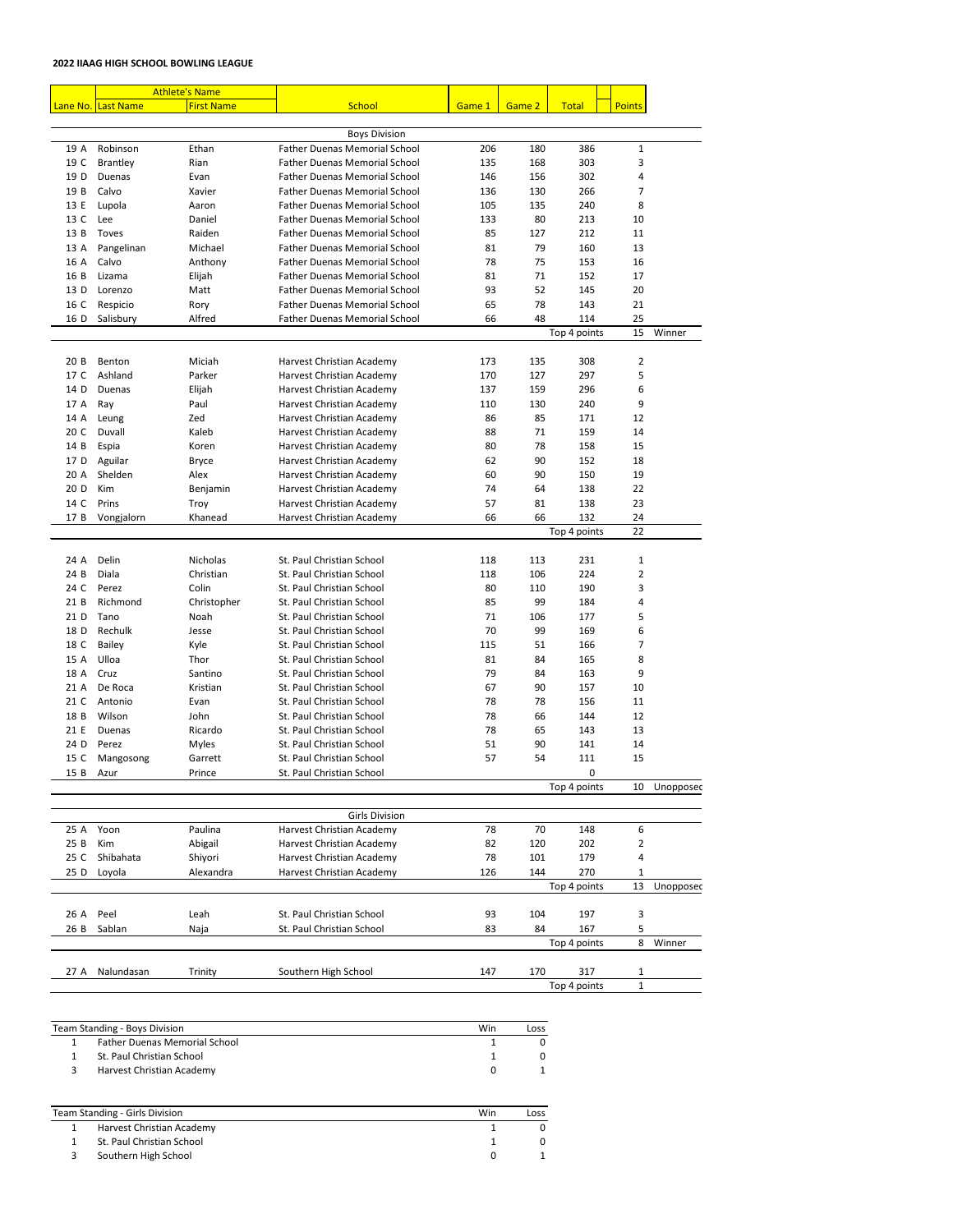**2022 IIAAG HIGH SCHOOL BOWLING LEAGUE**

| Lane No. | Athlete's Name: Last Name | First Name | School | Game 1 | Game 2 | Total | Points | |
|---|---|---|---|---|---|---|---|---|
| | | | **Boys Division** | | | | | |
| 19 A | Robinson | Ethan | Father Duenas Memorial School | 206 | 180 | 386 | 1 | |
| 19 C | Brantley | Rian | Father Duenas Memorial School | 135 | 168 | 303 | 3 | |
| 19 D | Duenas | Evan | Father Duenas Memorial School | 146 | 156 | 302 | 4 | |
| 19 B | Calvo | Xavier | Father Duenas Memorial School | 136 | 130 | 266 | 7 | |
| 13 E | Lupola | Aaron | Father Duenas Memorial School | 105 | 135 | 240 | 8 | |
| 13 C | Lee | Daniel | Father Duenas Memorial School | 133 | 80 | 213 | 10 | |
| 13 B | Toves | Raiden | Father Duenas Memorial School | 85 | 127 | 212 | 11 | |
| 13 A | Pangelinan | Michael | Father Duenas Memorial School | 81 | 79 | 160 | 13 | |
| 16 A | Calvo | Anthony | Father Duenas Memorial School | 78 | 75 | 153 | 16 | |
| 16 B | Lizama | Elijah | Father Duenas Memorial School | 81 | 71 | 152 | 17 | |
| 13 D | Lorenzo | Matt | Father Duenas Memorial School | 93 | 52 | 145 | 20 | |
| 16 C | Respicio | Rory | Father Duenas Memorial School | 65 | 78 | 143 | 21 | |
| 16 D | Salisbury | Alfred | Father Duenas Memorial School | 66 | 48 | 114 | 25 | |
| | | | | | | Top 4 points | 15 | Winner |
| 20 B | Benton | Miciah | Harvest Christian Academy | 173 | 135 | 308 | 2 | |
| 17 C | Ashland | Parker | Harvest Christian Academy | 170 | 127 | 297 | 5 | |
| 14 D | Duenas | Elijah | Harvest Christian Academy | 137 | 159 | 296 | 6 | |
| 17 A | Ray | Paul | Harvest Christian Academy | 110 | 130 | 240 | 9 | |
| 14 A | Leung | Zed | Harvest Christian Academy | 86 | 85 | 171 | 12 | |
| 20 C | Duvall | Kaleb | Harvest Christian Academy | 88 | 71 | 159 | 14 | |
| 14 B | Espia | Koren | Harvest Christian Academy | 80 | 78 | 158 | 15 | |
| 17 D | Aguilar | Bryce | Harvest Christian Academy | 62 | 90 | 152 | 18 | |
| 20 A | Shelden | Alex | Harvest Christian Academy | 60 | 90 | 150 | 19 | |
| 20 D | Kim | Benjamin | Harvest Christian Academy | 74 | 64 | 138 | 22 | |
| 14 C | Prins | Troy | Harvest Christian Academy | 57 | 81 | 138 | 23 | |
| 17 B | Vongjalorn | Khanead | Harvest Christian Academy | 66 | 66 | 132 | 24 | |
| | | | | | | Top 4 points | 22 | |
| 24 A | Delin | Nicholas | St. Paul Christian School | 118 | 113 | 231 | 1 | |
| 24 B | Diala | Christian | St. Paul Christian School | 118 | 106 | 224 | 2 | |
| 24 C | Perez | Colin | St. Paul Christian School | 80 | 110 | 190 | 3 | |
| 21 B | Richmond | Christopher | St. Paul Christian School | 85 | 99 | 184 | 4 | |
| 21 D | Tano | Noah | St. Paul Christian School | 71 | 106 | 177 | 5 | |
| 18 D | Rechulk | Jesse | St. Paul Christian School | 70 | 99 | 169 | 6 | |
| 18 C | Bailey | Kyle | St. Paul Christian School | 115 | 51 | 166 | 7 | |
| 15 A | Ulloa | Thor | St. Paul Christian School | 81 | 84 | 165 | 8 | |
| 18 A | Cruz | Santino | St. Paul Christian School | 79 | 84 | 163 | 9 | |
| 21 A | De Roca | Kristian | St. Paul Christian School | 67 | 90 | 157 | 10 | |
| 21 C | Antonio | Evan | St. Paul Christian School | 78 | 78 | 156 | 11 | |
| 18 B | Wilson | John | St. Paul Christian School | 78 | 66 | 144 | 12 | |
| 21 E | Duenas | Ricardo | St. Paul Christian School | 78 | 65 | 143 | 13 | |
| 24 D | Perez | Myles | St. Paul Christian School | 51 | 90 | 141 | 14 | |
| 15 C | Mangosong | Garrett | St. Paul Christian School | 57 | 54 | 111 | 15 | |
| 15 B | Azur | Prince | St. Paul Christian School | | | 0 | | |
| | | | | | | Top 4 points | 10 | Unopposed |
| | | | **Girls Division** | | | | | |
| 25 A | Yoon | Paulina | Harvest Christian Academy | 78 | 70 | 148 | 6 | |
| 25 B | Kim | Abigail | Harvest Christian Academy | 82 | 120 | 202 | 2 | |
| 25 C | Shibahata | Shiyori | Harvest Christian Academy | 78 | 101 | 179 | 4 | |
| 25 D | Loyola | Alexandra | Harvest Christian Academy | 126 | 144 | 270 | 1 | |
| | | | | | | Top 4 points | 13 | Unopposed |
| 26 A | Peel | Leah | St. Paul Christian School | 93 | 104 | 197 | 3 | |
| 26 B | Sablan | Naja | St. Paul Christian School | 83 | 84 | 167 | 5 | |
| | | | | | | Top 4 points | 8 | Winner |
| 27 A | Nalundasan | Trinity | Southern High School | 147 | 170 | 317 | 1 | |
| | | | | | | Top 4 points | 1 | |

| Team Standing - Boys Division | | Win | Loss |
|---|---|---|---|
| 1 | Father Duenas Memorial School | 1 | 0 |
| 1 | St. Paul Christian School | 1 | 0 |
| 3 | Harvest Christian Academy | 0 | 1 |

| Team Standing - Girls Division | | Win | Loss |
|---|---|---|---|
| 1 | Harvest Christian Academy | 1 | 0 |
| 1 | St. Paul Christian School | 1 | 0 |
| 3 | Southern High School | 0 | 1 |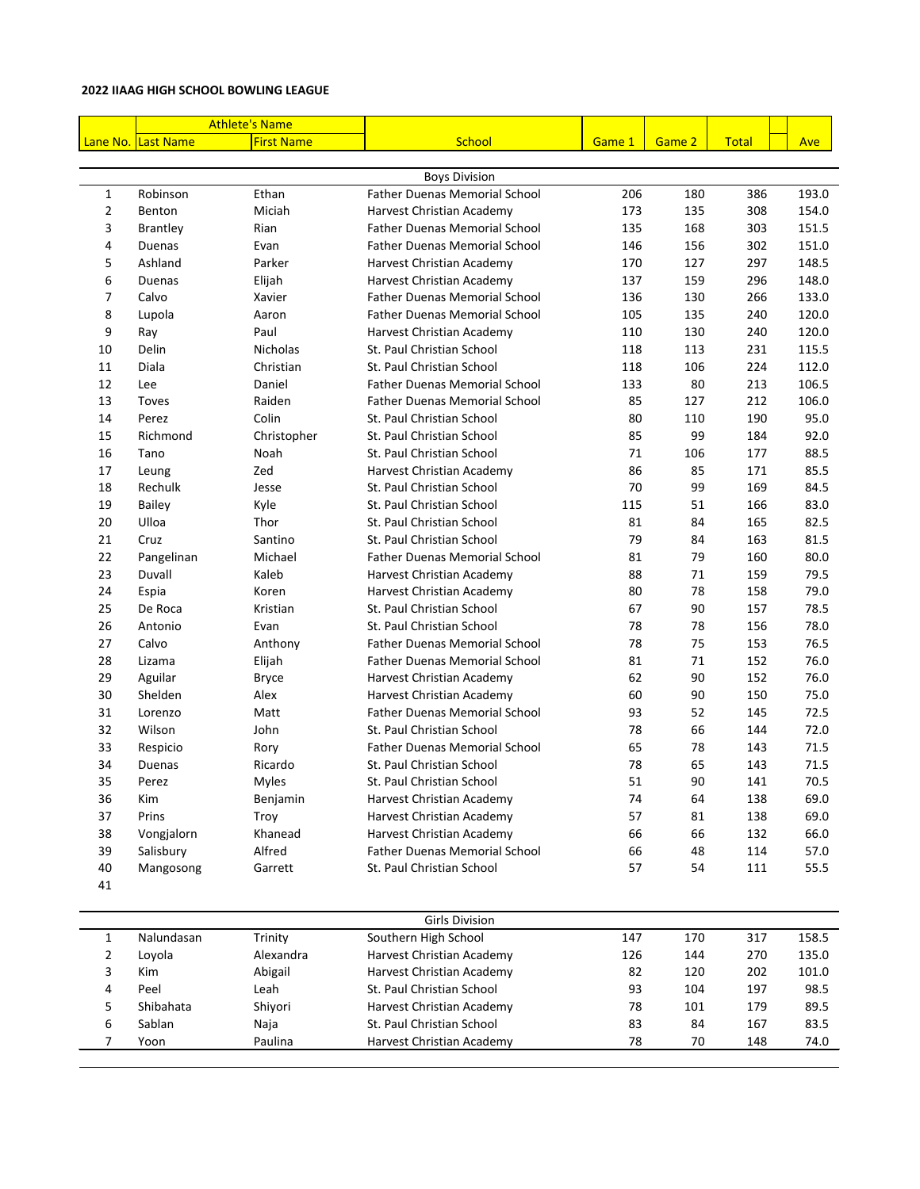**2022 IIAAG HIGH SCHOOL BOWLING LEAGUE**

| Lane No. | Athlete's Name Last Name | First Name | School | Game 1 | Game 2 | Total | Ave |
|---|---|---|---|---|---|---|---|
| | | | Boys Division | | | | |
| 1 | Robinson | Ethan | Father Duenas Memorial School | 206 | 180 | 386 | 193.0 |
| 2 | Benton | Miciah | Harvest Christian Academy | 173 | 135 | 308 | 154.0 |
| 3 | Brantley | Rian | Father Duenas Memorial School | 135 | 168 | 303 | 151.5 |
| 4 | Duenas | Evan | Father Duenas Memorial School | 146 | 156 | 302 | 151.0 |
| 5 | Ashland | Parker | Harvest Christian Academy | 170 | 127 | 297 | 148.5 |
| 6 | Duenas | Elijah | Harvest Christian Academy | 137 | 159 | 296 | 148.0 |
| 7 | Calvo | Xavier | Father Duenas Memorial School | 136 | 130 | 266 | 133.0 |
| 8 | Lupola | Aaron | Father Duenas Memorial School | 105 | 135 | 240 | 120.0 |
| 9 | Ray | Paul | Harvest Christian Academy | 110 | 130 | 240 | 120.0 |
| 10 | Delin | Nicholas | St. Paul Christian School | 118 | 113 | 231 | 115.5 |
| 11 | Diala | Christian | St. Paul Christian School | 118 | 106 | 224 | 112.0 |
| 12 | Lee | Daniel | Father Duenas Memorial School | 133 | 80 | 213 | 106.5 |
| 13 | Toves | Raiden | Father Duenas Memorial School | 85 | 127 | 212 | 106.0 |
| 14 | Perez | Colin | St. Paul Christian School | 80 | 110 | 190 | 95.0 |
| 15 | Richmond | Christopher | St. Paul Christian School | 85 | 99 | 184 | 92.0 |
| 16 | Tano | Noah | St. Paul Christian School | 71 | 106 | 177 | 88.5 |
| 17 | Leung | Zed | Harvest Christian Academy | 86 | 85 | 171 | 85.5 |
| 18 | Rechulk | Jesse | St. Paul Christian School | 70 | 99 | 169 | 84.5 |
| 19 | Bailey | Kyle | St. Paul Christian School | 115 | 51 | 166 | 83.0 |
| 20 | Ulloa | Thor | St. Paul Christian School | 81 | 84 | 165 | 82.5 |
| 21 | Cruz | Santino | St. Paul Christian School | 79 | 84 | 163 | 81.5 |
| 22 | Pangelinan | Michael | Father Duenas Memorial School | 81 | 79 | 160 | 80.0 |
| 23 | Duvall | Kaleb | Harvest Christian Academy | 88 | 71 | 159 | 79.5 |
| 24 | Espia | Koren | Harvest Christian Academy | 80 | 78 | 158 | 79.0 |
| 25 | De Roca | Kristian | St. Paul Christian School | 67 | 90 | 157 | 78.5 |
| 26 | Antonio | Evan | St. Paul Christian School | 78 | 78 | 156 | 78.0 |
| 27 | Calvo | Anthony | Father Duenas Memorial School | 78 | 75 | 153 | 76.5 |
| 28 | Lizama | Elijah | Father Duenas Memorial School | 81 | 71 | 152 | 76.0 |
| 29 | Aguilar | Bryce | Harvest Christian Academy | 62 | 90 | 152 | 76.0 |
| 30 | Shelden | Alex | Harvest Christian Academy | 60 | 90 | 150 | 75.0 |
| 31 | Lorenzo | Matt | Father Duenas Memorial School | 93 | 52 | 145 | 72.5 |
| 32 | Wilson | John | St. Paul Christian School | 78 | 66 | 144 | 72.0 |
| 33 | Respicio | Rory | Father Duenas Memorial School | 65 | 78 | 143 | 71.5 |
| 34 | Duenas | Ricardo | St. Paul Christian School | 78 | 65 | 143 | 71.5 |
| 35 | Perez | Myles | St. Paul Christian School | 51 | 90 | 141 | 70.5 |
| 36 | Kim | Benjamin | Harvest Christian Academy | 74 | 64 | 138 | 69.0 |
| 37 | Prins | Troy | Harvest Christian Academy | 57 | 81 | 138 | 69.0 |
| 38 | Vongjalorn | Khanead | Harvest Christian Academy | 66 | 66 | 132 | 66.0 |
| 39 | Salisbury | Alfred | Father Duenas Memorial School | 66 | 48 | 114 | 57.0 |
| 40 | Mangosong | Garrett | St. Paul Christian School | 57 | 54 | 111 | 55.5 |
| 41 | | | | | | | |
| | | | Girls Division | | | | |
| 1 | Nalundasan | Trinity | Southern High School | 147 | 170 | 317 | 158.5 |
| 2 | Loyola | Alexandra | Harvest Christian Academy | 126 | 144 | 270 | 135.0 |
| 3 | Kim | Abigail | Harvest Christian Academy | 82 | 120 | 202 | 101.0 |
| 4 | Peel | Leah | St. Paul Christian School | 93 | 104 | 197 | 98.5 |
| 5 | Shibahata | Shiyori | Harvest Christian Academy | 78 | 101 | 179 | 89.5 |
| 6 | Sablan | Naja | St. Paul Christian School | 83 | 84 | 167 | 83.5 |
| 7 | Yoon | Paulina | Harvest Christian Academy | 78 | 70 | 148 | 74.0 |